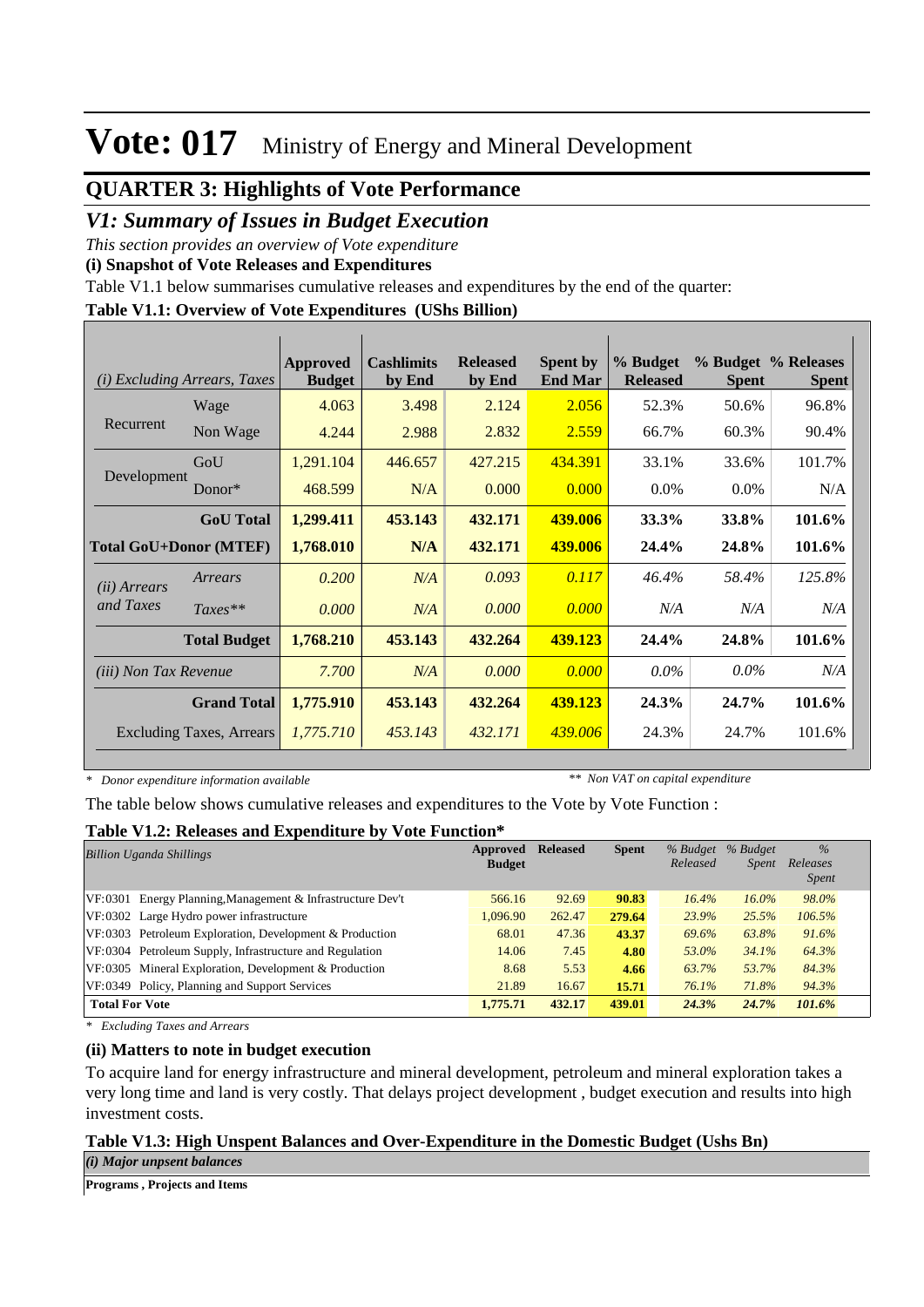# Vote: 017 Ministry of Energy and Mineral Development

## QUARTER 3: Highlights of Vote Performance

### *V1: Summary of Issues in Budget Execution*

*This section provides an overview of Vote expenditure*

**(i) Snapshot of Vote Releases and Expenditures**

Table V1.1 below summarises cumulative releases and expenditures by the end of the quarter:

**Table V1.1: Overview of Vote Expenditures (UShs Billion)**

| *(i) Excluding Arrears, Taxes* | | Approved Budget | Cashlimits by End | Released by End | Spent by End Mar | % Budget Released | % Budget Spent | % Releases Spent |
|---|---|---|---|---|---|---|---|---|
| Recurrent | Wage | 4.063 | 3.498 | 2.124 | 2.056 | 52.3% | 50.6% | 96.8% |
| | Non Wage | 4.244 | 2.988 | 2.832 | 2.559 | 66.7% | 60.3% | 90.4% |
| Development | GoU | 1,291.104 | 446.657 | 427.215 | 434.391 | 33.1% | 33.6% | 101.7% |
| | Donor* | 468.599 | N/A | 0.000 | 0.000 | 0.0% | 0.0% | N/A |
| | **GoU Total** | **1,299.411** | **453.143** | **432.171** | **439.006** | **33.3%** | **33.8%** | **101.6%** |
| **Total GoU+Donor (MTEF)** | | **1,768.010** | **N/A** | **432.171** | **439.006** | **24.4%** | **24.8%** | **101.6%** |
| *(ii) Arrears and Taxes* | *Arrears* | *0.200* | *N/A* | *0.093* | *0.117* | *46.4%* | *58.4%* | *125.8%* |
| | *Taxes*** | *0.000* | *N/A* | *0.000* | *0.000* | *N/A* | *N/A* | *N/A* |
| | **Total Budget** | **1,768.210** | **453.143** | **432.264** | **439.123** | **24.4%** | **24.8%** | **101.6%** |
| *(iii) Non Tax Revenue* | | *7.700* | *N/A* | *0.000* | *0.000* | *0.0%* | *0.0%* | *N/A* |
| | **Grand Total** | **1,775.910** | **453.143** | **432.264** | **439.123** | **24.3%** | **24.7%** | **101.6%** |
| Excluding Taxes, Arrears | | *1,775.710* | *453.143* | *432.171* | *439.006* | 24.3% | 24.7% | 101.6% |

*\* Donor expenditure information available* &nbsp;&nbsp;&nbsp;&nbsp; *** Non VAT on capital expenditure*

The table below shows cumulative releases and expenditures to the Vote by Vote Function :

**Table V1.2: Releases and Expenditure by Vote Function***

| *Billion Uganda Shillings* | Approved Budget | Released | Spent | *% Budget Released* | *% Budget Spent* | *% Releases Spent* |
|---|---|---|---|---|---|---|
| VF:0301 Energy Planning,Management & Infrastructure Dev't | 566.16 | 92.69 | **90.83** | *16.4%* | *16.0%* | *98.0%* |
| VF:0302 Large Hydro power infrastructure | 1,096.90 | 262.47 | **279.64** | *23.9%* | *25.5%* | *106.5%* |
| VF:0303 Petroleum Exploration, Development & Production | 68.01 | 47.36 | **43.37** | *69.6%* | *63.8%* | *91.6%* |
| VF:0304 Petroleum Supply, Infrastructure and Regulation | 14.06 | 7.45 | **4.80** | *53.0%* | *34.1%* | *64.3%* |
| VF:0305 Mineral Exploration, Development & Production | 8.68 | 5.53 | **4.66** | *63.7%* | *53.7%* | *84.3%* |
| VF:0349 Policy, Planning and Support Services | 21.89 | 16.67 | **15.71** | *76.1%* | *71.8%* | *94.3%* |
| **Total For Vote** | **1,775.71** | **432.17** | **439.01** | ***24.3%*** | ***24.7%*** | ***101.6%*** |

*\* Excluding Taxes and Arrears*

**(ii) Matters to note in budget execution**

To acquire land for energy infrastructure and mineral development, petroleum and mineral exploration takes a very long time and land is very costly. That delays project development , budget execution and results into high investment costs.

**Table V1.3: High Unspent Balances and Over-Expenditure in the Domestic Budget (Ushs Bn)**

***(i) Major unpsent balances***

**Programs , Projects and Items**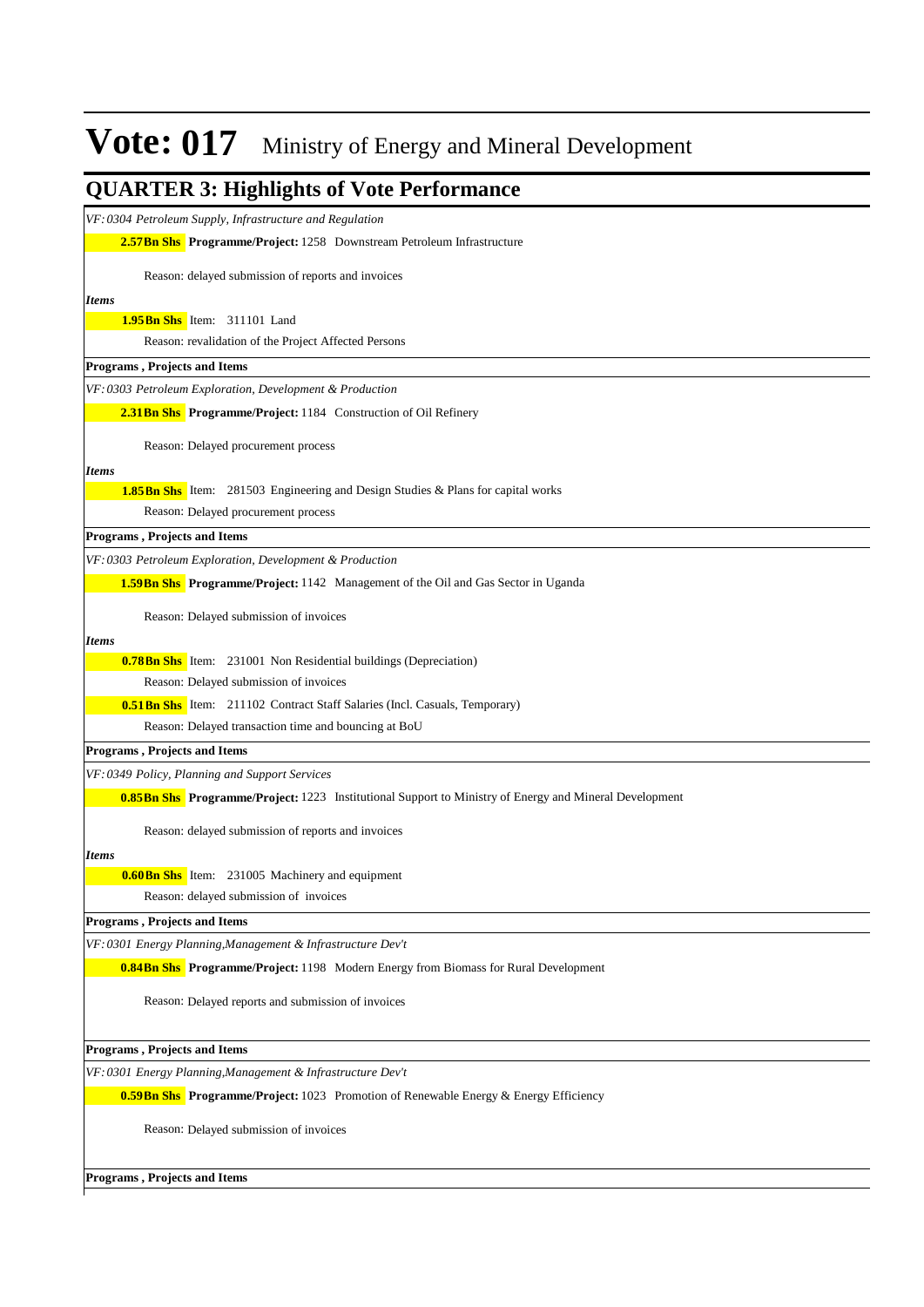# Vote: 017 Ministry of Energy and Mineral Development

## QUARTER 3: Highlights of Vote Performance

*VF: 0304 Petroleum Supply, Infrastructure and Regulation*

**2.57Bn Shs** **Programme/Project:** 1258 Downstream Petroleum Infrastructure

Reason: delayed submission of reports and invoices

*Items*

**1.95Bn Shs** Item: 311101 Land

Reason: revalidation of the Project Affected Persons

**Programs , Projects and Items**

*VF: 0303 Petroleum Exploration, Development & Production*

**2.31Bn Shs** **Programme/Project:** 1184 Construction of Oil Refinery

Reason: Delayed procurement process

*Items*

**1.85Bn Shs** Item: 281503 Engineering and Design Studies & Plans for capital works

Reason: Delayed procurement process

**Programs , Projects and Items**

*VF: 0303 Petroleum Exploration, Development & Production*

**1.59Bn Shs** **Programme/Project:** 1142 Management of the Oil and Gas Sector in Uganda

Reason: Delayed submission of invoices

*Items*

**0.78Bn Shs** Item: 231001 Non Residential buildings (Depreciation)

Reason: Delayed submission of invoices

**0.51Bn Shs** Item: 211102 Contract Staff Salaries (Incl. Casuals, Temporary)

Reason: Delayed transaction time and bouncing at BoU

**Programs , Projects and Items**

*VF: 0349 Policy, Planning and Support Services*

**0.85Bn Shs** **Programme/Project:** 1223 Institutional Support to Ministry of Energy and Mineral Development

Reason: delayed submission of reports and invoices

*Items*

**0.60Bn Shs** Item: 231005 Machinery and equipment

Reason: delayed submission of invoices

**Programs , Projects and Items**

*VF: 0301 Energy Planning,Management & Infrastructure Dev't*

**0.84Bn Shs** **Programme/Project:** 1198 Modern Energy from Biomass for Rural Development

Reason: Delayed reports and submission of invoices

**Programs , Projects and Items**

*VF: 0301 Energy Planning,Management & Infrastructure Dev't*

**0.59Bn Shs** **Programme/Project:** 1023 Promotion of Renewable Energy & Energy Efficiency

Reason: Delayed submission of invoices

**Programs , Projects and Items**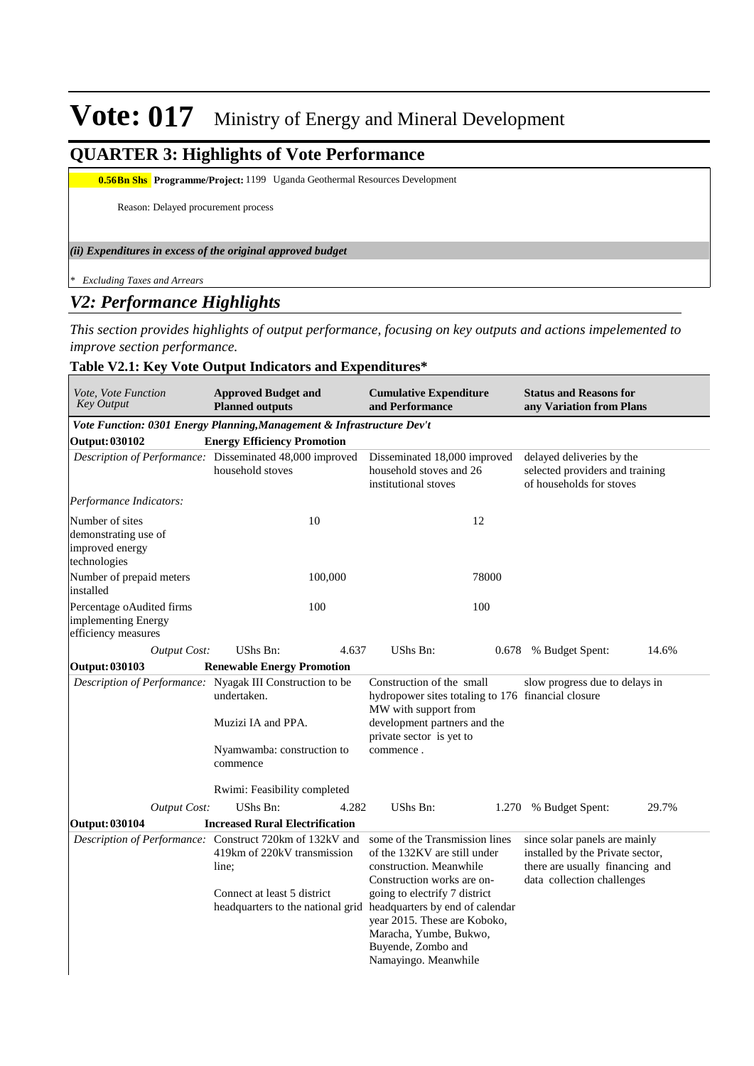# Vote: 017 Ministry of Energy and Mineral Development

## QUARTER 3: Highlights of Vote Performance

**0.56Bn Shs** **Programme/Project:** 1199 Uganda Geothermal Resources Development

Reason: Delayed procurement process

***(ii) Expenditures in excess of the original approved budget***

*\* Excluding Taxes and Arrears*

## *V2: Performance Highlights*

*This section provides highlights of output performance, focusing on key outputs and actions impelemented to improve section performance.*

### Table V2.1: Key Vote Output Indicators and Expenditures*

| *Vote, Vote Function Key Output* | **Approved Budget and Planned outputs** | | **Cumulative Expenditure and Performance** | | **Status and Reasons for any Variation from Plans** | |
|---|---|---|---|---|---|---|
| ***Vote Function: 0301 Energy Planning,Management & Infrastructure Dev't*** | | | | | | |
| **Output: 030102** | **Energy Efficiency Promotion** | | | | | |
| *Description of Performance:* | Disseminated 48,000 improved household stoves | | Disseminated 18,000 improved household stoves and 26 institutional stoves | | delayed deliveries by the selected providers and training of households for stoves | |
| *Performance Indicators:* | | | | | | |
| Number of sites demonstrating use of improved energy technologies | | 10 | | 12 | | |
| Number of prepaid meters installed | | 100,000 | | 78000 | | |
| Percentage oAudited firms implementing Energy efficiency measures | | 100 | | 100 | | |
| *Output Cost:* | UShs Bn: | 4.637 | UShs Bn: | 0.678 | % Budget Spent: | 14.6% |
| **Output: 030103** | **Renewable Energy Promotion** | | | | | |
| *Description of Performance:* | Nyagak III Construction to be undertaken.<br><br>Muzizi IA and PPA.<br><br>Nyamwamba: construction to commence<br><br>Rwimi: Feasibility completed | | Construction of the small hydropower sites totaling to 176 MW with support from development partners and the private sector is yet to commence . | | slow progress due to delays in financial closure | |
| *Output Cost:* | UShs Bn: | 4.282 | UShs Bn: | 1.270 | % Budget Spent: | 29.7% |
| **Output: 030104** | **Increased Rural Electrification** | | | | | |
| *Description of Performance:* | Construct 720km of 132kV and 419km of 220kV transmission line;<br><br>Connect at least 5 district headquarters to the national grid | | some of the Transmission lines of the 132KV are still under construction. Meanwhile Construction works are on-going to electrify 7 district headquarters by end of calendar year 2015. These are Koboko, Maracha, Yumbe, Bukwo, Buyende, Zombo and Namayingo. Meanwhile | | since solar panels are mainly installed by the Private sector, there are usually financing and data collection challenges | |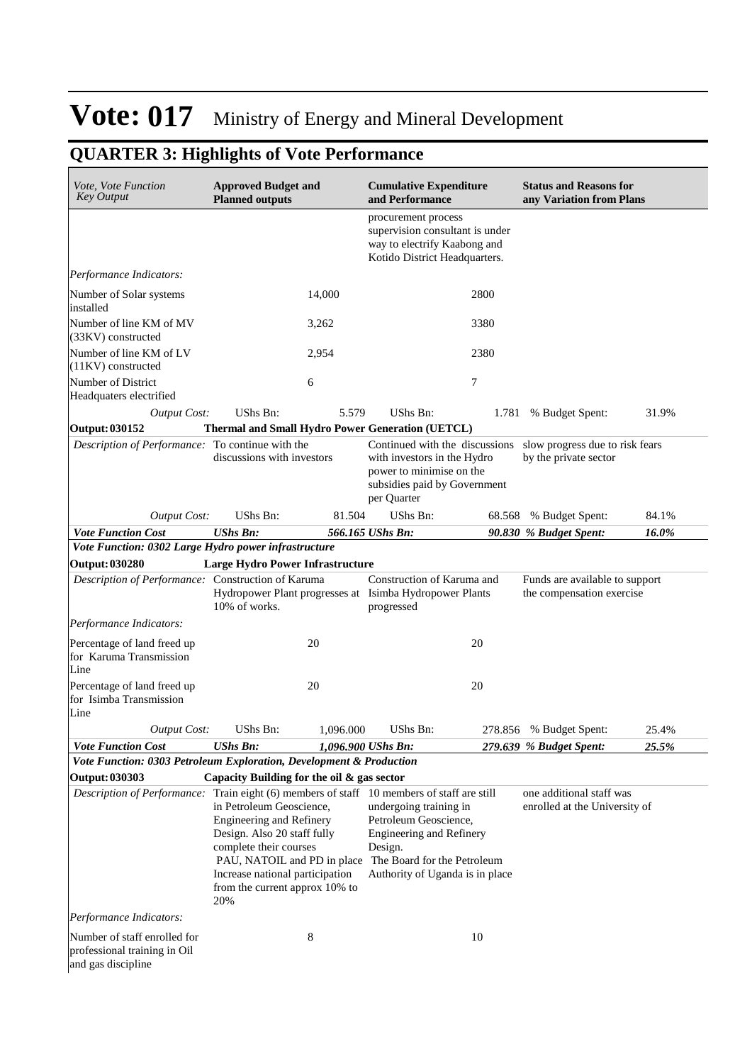# Vote: 017 Ministry of Energy and Mineral Development

## QUARTER 3: Highlights of Vote Performance

| *Vote, Vote Function Key Output* | **Approved Budget and Planned outputs** | | **Cumulative Expenditure and Performance** | | **Status and Reasons for any Variation from Plans** | |
|---|---|---|---|---|---|---|
| | | | procurement process supervision consultant is under way to electrify Kaabong and Kotido District Headquarters. | | | |
| *Performance Indicators:* | | | | | | |
| Number of Solar systems installed | | 14,000 | | 2800 | | |
| Number of line KM of MV (33KV) constructed | | 3,262 | | 3380 | | |
| Number of line KM of LV (11KV) constructed | | 2,954 | | 2380 | | |
| Number of District Headquaters electrified | | 6 | | 7 | | |
| *Output Cost:* | UShs Bn: | 5.579 | UShs Bn: | 1.781 | % Budget Spent: | 31.9% |
| **Output: 030152** | **Thermal and Small Hydro Power Generation (UETCL)** | | | | | |
| *Description of Performance:* | To continue with the discussions with investors | | Continued with the discussions with investors in the Hydro power to minimise on the subsidies paid by Government per Quarter | | slow progress due to risk fears by the private sector | |
| *Output Cost:* | UShs Bn: | 81.504 | UShs Bn: | 68.568 | % Budget Spent: | 84.1% |
| ***Vote Function Cost*** | ***UShs Bn:*** | ***566.165*** | ***UShs Bn:*** | ***90.830*** | ***% Budget Spent:*** | ***16.0%*** |
| ***Vote Function: 0302 Large Hydro power infrastructure*** | | | | | | |
| **Output: 030280** | **Large Hydro Power Infrastructure** | | | | | |
| *Description of Performance:* | Construction of Karuma Hydropower Plant progresses at 10% of works. | | Construction of Karuma and Isimba Hydropower Plants progressed | | Funds are available to support the compensation exercise | |
| *Performance Indicators:* | | | | | | |
| Percentage of land freed up for Karuma Transmission Line | | 20 | | 20 | | |
| Percentage of land freed up for Isimba Transmission Line | | 20 | | 20 | | |
| *Output Cost:* | UShs Bn: | 1,096.000 | UShs Bn: | 278.856 | % Budget Spent: | 25.4% |
| ***Vote Function Cost*** | ***UShs Bn:*** | ***1,096.900*** | ***UShs Bn:*** | ***279.639*** | ***% Budget Spent:*** | ***25.5%*** |
| ***Vote Function: 0303 Petroleum Exploration, Development & Production*** | | | | | | |
| **Output: 030303** | **Capacity Building for the oil & gas sector** | | | | | |
| *Description of Performance:* | Train eight (6) members of staff in Petroleum Geoscience, Engineering and Refinery Design. Also 20 staff fully complete their courses PAU, NATOIL and PD in place Increase national participation from the current approx 10% to 20% | | 10 members of staff are still undergoing training in Petroleum Geoscience, Engineering and Refinery Design. The Board for the Petroleum Authority of Uganda is in place | | one additional staff was enrolled at the University of | |
| *Performance Indicators:* | | | | | | |
| Number of staff enrolled for professional training in Oil and gas discipline | | 8 | | 10 | | |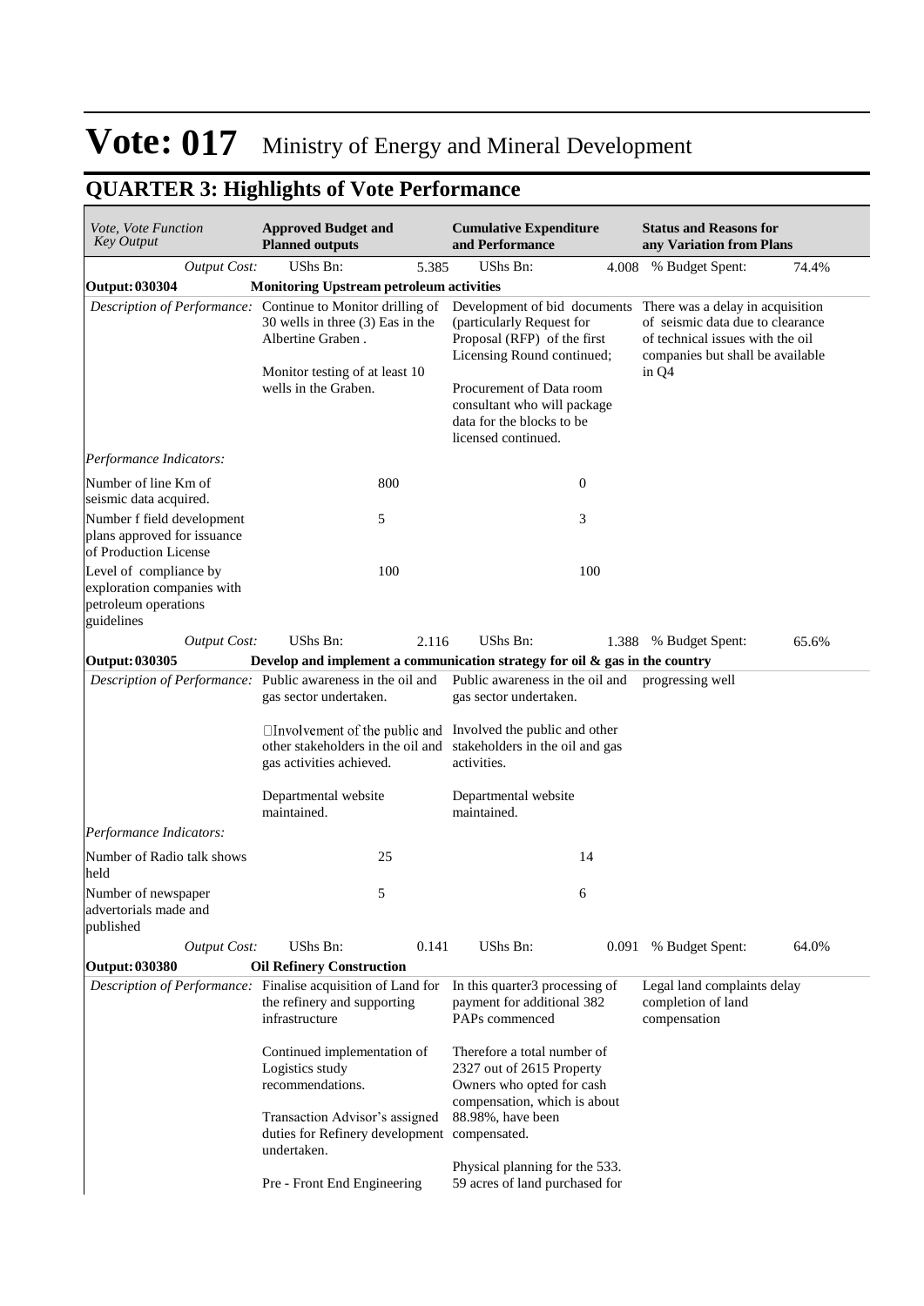# Vote: 017 Ministry of Energy and Mineral Development

## QUARTER 3: Highlights of Vote Performance

| *Vote, Vote Function Key Output* | **Approved Budget and Planned outputs** | **Cumulative Expenditure and Performance** | **Status and Reasons for any Variation from Plans** |
|---|---|---|---|
| *Output Cost:* | UShs Bn: 5.385 | UShs Bn: 4.008 | % Budget Spent: 74.4% |
| **Output: 030304** | **Monitoring Upstream petroleum activities** | | |
| *Description of Performance:* | Continue to Monitor drilling of 30 wells in three (3) Eas in the Albertine Graben .<br><br>Monitor testing of at least 10 wells in the Graben. | Development of bid documents (particularly Request for Proposal (RFP) of the first Licensing Round continued;<br><br>Procurement of Data room consultant who will package data for the blocks to be licensed continued. | There was a delay in acquisition of seismic data due to clearance of technical issues with the oil companies but shall be available in Q4 |
| *Performance Indicators:* | | | |
| Number of line Km of seismic data acquired. | 800 | 0 | |
| Number f field development plans approved for issuance of Production License | 5 | 3 | |
| Level of compliance by exploration companies with petroleum operations guidelines | 100 | 100 | |
| *Output Cost:* | UShs Bn: 2.116 | UShs Bn: 1.388 | % Budget Spent: 65.6% |
| **Output: 030305** | **Develop and implement a communication strategy for oil & gas in the country** | | |
| *Description of Performance:* | Public awareness in the oil and gas sector undertaken.<br><br>Involvement of the public and other stakeholders in the oil and gas activities achieved.<br><br>Departmental website maintained. | Public awareness in the oil and gas sector undertaken.<br><br>Involved the public and other stakeholders in the oil and gas activities.<br><br>Departmental website maintained. | progressing well |
| *Performance Indicators:* | | | |
| Number of Radio talk shows held | 25 | 14 | |
| Number of newspaper advertorials made and published | 5 | 6 | |
| *Output Cost:* | UShs Bn: 0.141 | UShs Bn: 0.091 | % Budget Spent: 64.0% |
| **Output: 030380** | **Oil Refinery Construction** | | |
| *Description of Performance:* | Finalise acquisition of Land for the refinery and supporting infrastructure<br><br>Continued implementation of Logistics study recommendations.<br><br>Transaction Advisor's assigned duties for Refinery development undertaken.<br><br>Pre - Front End Engineering | In this quarter3 processing of payment for additional 382 PAPs commenced<br><br>Therefore a total number of 2327 out of 2615 Property Owners who opted for cash compensation, which is about 88.98%, have been compensated.<br><br>Physical planning for the 533. 59 acres of land purchased for | Legal land complaints delay completion of land compensation |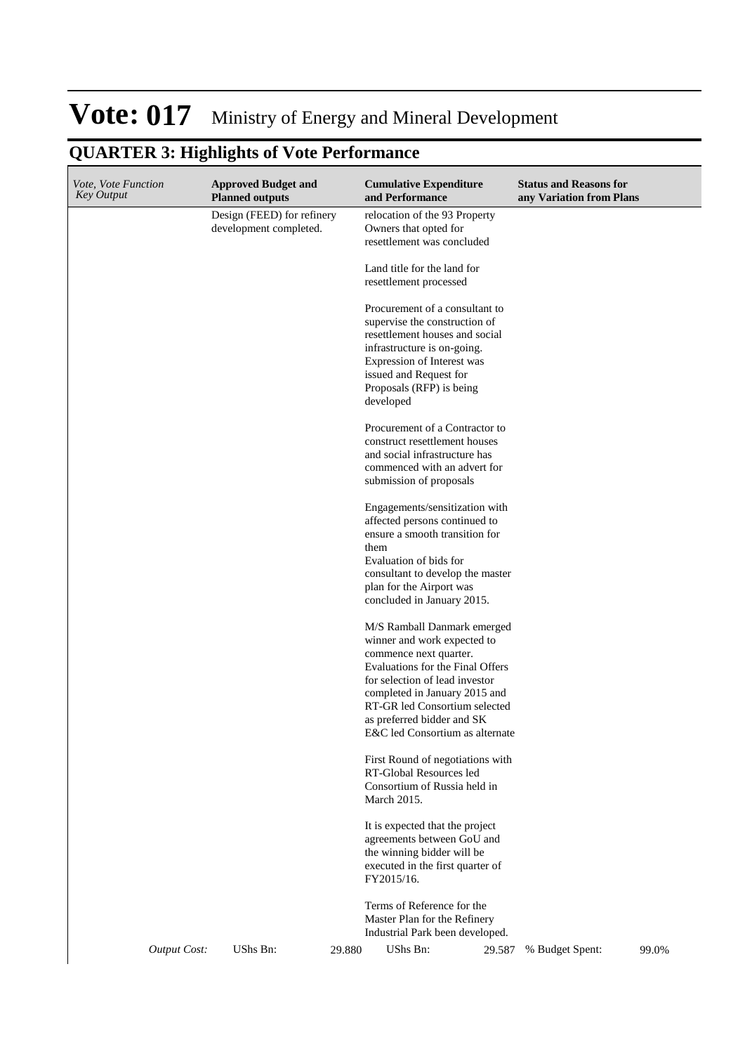# Vote: 017 Ministry of Energy and Mineral Development

## QUARTER 3: Highlights of Vote Performance

| *Vote, Vote Function Key Output* | **Approved Budget and Planned outputs** | **Cumulative Expenditure and Performance** | **Status and Reasons for any Variation from Plans** |
|---|---|---|---|
| | Design (FEED) for refinery development completed. | relocation of the 93 Property Owners that opted for resettlement was concluded<br><br>Land title for the land for resettlement processed<br><br>Procurement of a consultant to supervise the construction of resettlement houses and social infrastructure is on-going. Expression of Interest was issued and Request for Proposals (RFP) is being developed<br><br>Procurement of a Contractor to construct resettlement houses and social infrastructure has commenced with an advert for submission of proposals<br><br>Engagements/sensitization with affected persons continued to ensure a smooth transition for them<br>Evaluation of bids for consultant to develop the master plan for the Airport was concluded in January 2015.<br><br>M/S Ramball Danmark emerged winner and work expected to commence next quarter.<br>Evaluations for the Final Offers for selection of lead investor completed in January 2015 and RT-GR led Consortium selected as preferred bidder and SK E&C led Consortium as alternate<br><br>First Round of negotiations with RT-Global Resources led Consortium of Russia held in March 2015.<br><br>It is expected that the project agreements between GoU and the winning bidder will be executed in the first quarter of FY2015/16.<br><br>Terms of Reference for the Master Plan for the Refinery Industrial Park been developed. | |
| *Output Cost:* | UShs Bn: 29.880 | UShs Bn: 29.587 | % Budget Spent: 99.0% |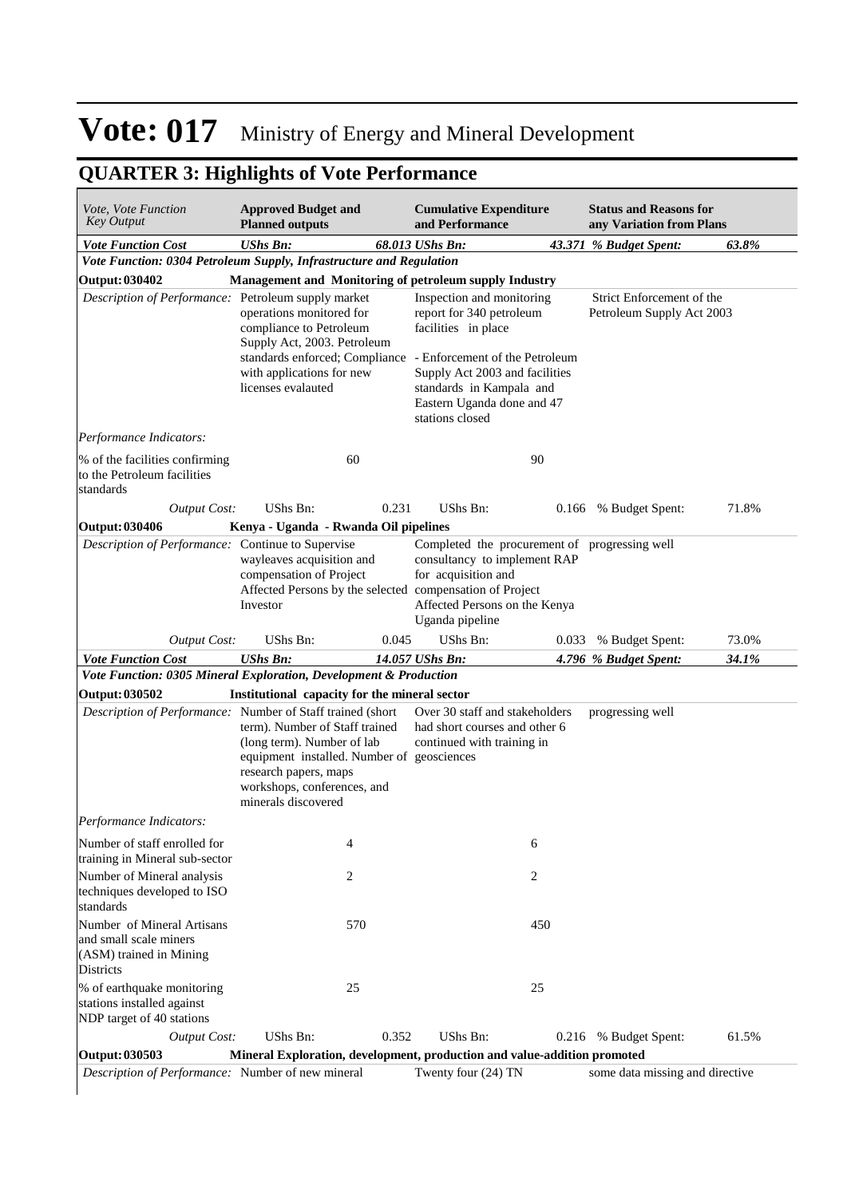# Vote: 017 Ministry of Energy and Mineral Development

## QUARTER 3: Highlights of Vote Performance

| *Vote, Vote Function Key Output* | **Approved Budget and Planned outputs** | | **Cumulative Expenditure and Performance** | | **Status and Reasons for any Variation from Plans** | |
|---|---|---|---|---|---|---|
| ***Vote Function Cost*** | ***UShs Bn:*** | ***68.013*** | ***UShs Bn:*** | ***43.371*** | ***% Budget Spent:*** | ***63.8%*** |
| ***Vote Function: 0304 Petroleum Supply, Infrastructure and Regulation*** | | | | | | |
| **Output: 030402** | **Management and Monitoring of petroleum supply Industry** | | | | | |
| *Description of Performance:* | Petroleum supply market operations monitored for compliance to Petroleum Supply Act, 2003. Petroleum standards enforced; Compliance with applications for new licenses evalauted | | Inspection and monitoring report for 340 petroleum facilities in place<br><br>- Enforcement of the Petroleum Supply Act 2003 and facilities standards in Kampala and Eastern Uganda done and 47 stations closed | | Strict Enforcement of the Petroleum Supply Act 2003 | |
| *Performance Indicators:* | | | | | | |
| % of the facilities confirming to the Petroleum facilities standards | | 60 | | 90 | | |
| *Output Cost:* | UShs Bn: | 0.231 | UShs Bn: | 0.166 | % Budget Spent: | 71.8% |
| **Output: 030406** | **Kenya - Uganda - Rwanda Oil pipelines** | | | | | |
| *Description of Performance:* | Continue to Supervise wayleaves acquisition and compensation of Project Affected Persons by the selected Investor | | Completed the procurement of consultancy to implement RAP for acquisition and compensation of Project Affected Persons on the Kenya Uganda pipeline | | progressing well | |
| *Output Cost:* | UShs Bn: | 0.045 | UShs Bn: | 0.033 | % Budget Spent: | 73.0% |
| ***Vote Function Cost*** | ***UShs Bn:*** | ***14.057*** | ***UShs Bn:*** | ***4.796*** | ***% Budget Spent:*** | ***34.1%*** |
| ***Vote Function: 0305 Mineral Exploration, Development & Production*** | | | | | | |
| **Output: 030502** | **Institutional capacity for the mineral sector** | | | | | |
| *Description of Performance:* | Number of Staff trained (short term). Number of Staff trained (long term). Number of lab equipment installed. Number of research papers, maps workshops, conferences, and minerals discovered | | Over 30 staff and stakeholders had short courses and other 6 continued with training in geosciences | | progressing well | |
| *Performance Indicators:* | | | | | | |
| Number of staff enrolled for training in Mineral sub-sector | | 4 | | 6 | | |
| Number of Mineral analysis techniques developed to ISO standards | | 2 | | 2 | | |
| Number of Mineral Artisans and small scale miners (ASM) trained in Mining Districts | | 570 | | 450 | | |
| % of earthquake monitoring stations installed against NDP target of 40 stations | | 25 | | 25 | | |
| *Output Cost:* | UShs Bn: | 0.352 | UShs Bn: | 0.216 | % Budget Spent: | 61.5% |
| **Output: 030503** | **Mineral Exploration, development, production and value-addition promoted** | | | | | |
| *Description of Performance:* | Number of new mineral | | Twenty four (24) TN | | some data missing and directive | |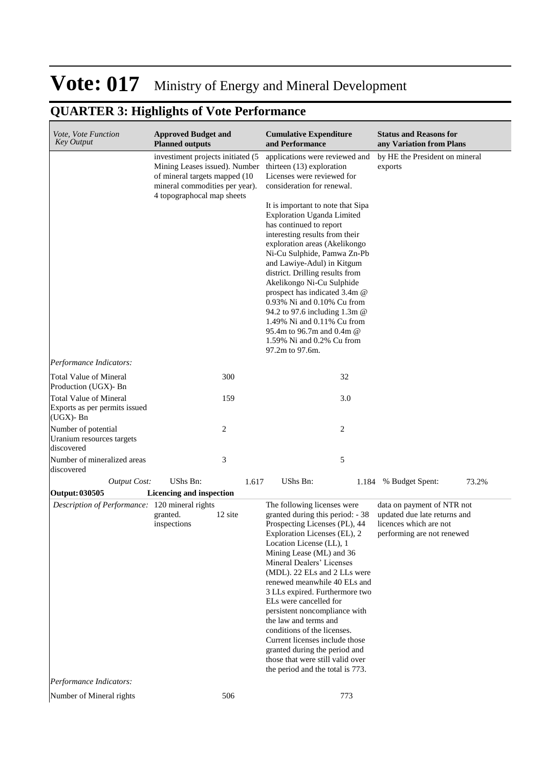# Vote: 017 Ministry of Energy and Mineral Development

## QUARTER 3: Highlights of Vote Performance

| *Vote, Vote Function Key Output* | **Approved Budget and Planned outputs** | **Cumulative Expenditure and Performance** | **Status and Reasons for any Variation from Plans** |
|---|---|---|---|
| | investiment projects initiated (5 Mining Leases issued). Number of mineral targets mapped (10 mineral commodities per year). 4 topographocal map sheets | applications were reviewed and thirteen (13) exploration Licenses were reviewed for consideration for renewal.<br><br>It is important to note that Sipa Exploration Uganda Limited has continued to report interesting results from their exploration areas (Akelikongo Ni-Cu Sulphide, Pamwa Zn-Pb and Lawiye-Adul) in Kitgum district. Drilling results from Akelikongo Ni-Cu Sulphide prospect has indicated 3.4m @ 0.93% Ni and 0.10% Cu from 94.2 to 97.6 including 1.3m @ 1.49% Ni and 0.11% Cu from 95.4m to 96.7m and 0.4m @ 1.59% Ni and 0.2% Cu from 97.2m to 97.6m. | by HE the President on mineral exports |
| *Performance Indicators:* | | | |
| Total Value of Mineral Production (UGX)- Bn | 300 | 32 | |
| Total Value of Mineral Exports as per permits issued (UGX)- Bn | 159 | 3.0 | |
| Number of potential Uranium resources targets discovered | 2 | 2 | |
| Number of mineralized areas discovered | 3 | 5 | |
| *Output Cost:* | UShs Bn: 1.617 | UShs Bn: 1.184 | % Budget Spent: 73.2% |
| **Output: 030505** | **Licencing and inspection** | | |
| *Description of Performance:* | 120 mineral rights granted. 12 site inspections | The following licenses were granted during this period: - 38 Prospecting Licenses (PL), 44 Exploration Licenses (EL), 2 Location License (LL), 1 Mining Lease (ML) and 36 Mineral Dealers' Licenses (MDL). 22 ELs and 2 LLs were renewed meanwhile 40 ELs and 3 LLs expired. Furthermore two ELs were cancelled for persistent noncompliance with the law and terms and conditions of the licenses. Current licenses include those granted during the period and those that were still valid over the period and the total is 773. | data on payment of NTR not updated due late returns and licences which are not performing are not renewed |
| *Performance Indicators:* | | | |
| Number of Mineral rights | 506 | 773 | |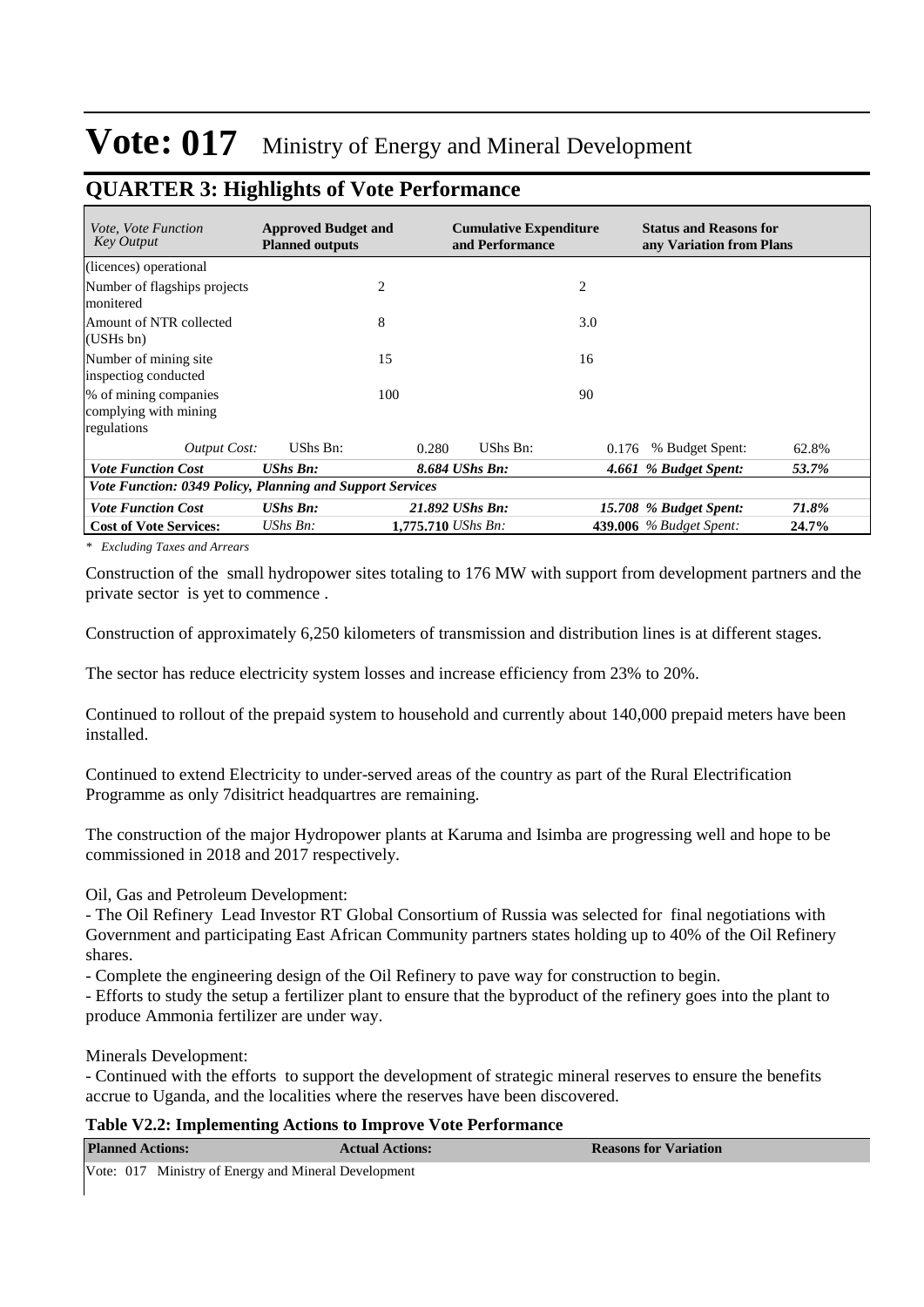# Vote: 017 Ministry of Energy and Mineral Development

## QUARTER 3: Highlights of Vote Performance

| *Vote, Vote Function Key Output* | **Approved Budget and Planned outputs** | | **Cumulative Expenditure and Performance** | | **Status and Reasons for any Variation from Plans** | |
|---|---|---|---|---|---|---|
| (licences) operational | | | | | | |
| Number of flagships projects monitered | | 2 | | 2 | | |
| Amount of NTR collected (USHs bn) | | 8 | | 3.0 | | |
| Number of mining site inspectiog conducted | | 15 | | 16 | | |
| % of mining companies complying with mining regulations | | 100 | | 90 | | |
| *Output Cost:* | UShs Bn: | 0.280 | UShs Bn: | 0.176 | % Budget Spent: | 62.8% |
| ***Vote Function Cost*** | ***UShs Bn:*** | ***8.684*** | ***UShs Bn:*** | ***4.661*** | ***% Budget Spent:*** | ***53.7%*** |
| ***Vote Function: 0349 Policy, Planning and Support Services*** | | | | | | |
| ***Vote Function Cost*** | ***UShs Bn:*** | ***21.892*** | ***UShs Bn:*** | ***15.708*** | ***% Budget Spent:*** | ***71.8%*** |
| **Cost of Vote Services:** | *UShs Bn:* | **1,775.710** | *UShs Bn:* | **439.006** | *% Budget Spent:* | **24.7%** |

*\* Excluding Taxes and Arrears*

Construction of the small hydropower sites totaling to 176 MW with support from development partners and the private sector is yet to commence .

Construction of approximately 6,250 kilometers of transmission and distribution lines is at different stages.

The sector has reduce electricity system losses and increase efficiency from 23% to 20%.

Continued to rollout of the prepaid system to household and currently about 140,000 prepaid meters have been installed.

Continued to extend Electricity to under-served areas of the country as part of the Rural Electrification Programme as only 7disitrict headquartres are remaining.

The construction of the major Hydropower plants at Karuma and Isimba are progressing well and hope to be commissioned in 2018 and 2017 respectively.

Oil, Gas and Petroleum Development:
- The Oil Refinery Lead Investor RT Global Consortium of Russia was selected for final negotiations with Government and participating East African Community partners states holding up to 40% of the Oil Refinery shares.
- Complete the engineering design of the Oil Refinery to pave way for construction to begin.
- Efforts to study the setup a fertilizer plant to ensure that the byproduct of the refinery goes into the plant to produce Ammonia fertilizer are under way.

Minerals Development:
- Continued with the efforts to support the development of strategic mineral reserves to ensure the benefits accrue to Uganda, and the localities where the reserves have been discovered.

**Table V2.2: Implementing Actions to Improve Vote Performance**

| **Planned Actions:** | **Actual Actions:** | **Reasons for Variation** |
|---|---|---|
| Vote: 017 Ministry of Energy and Mineral Development | | |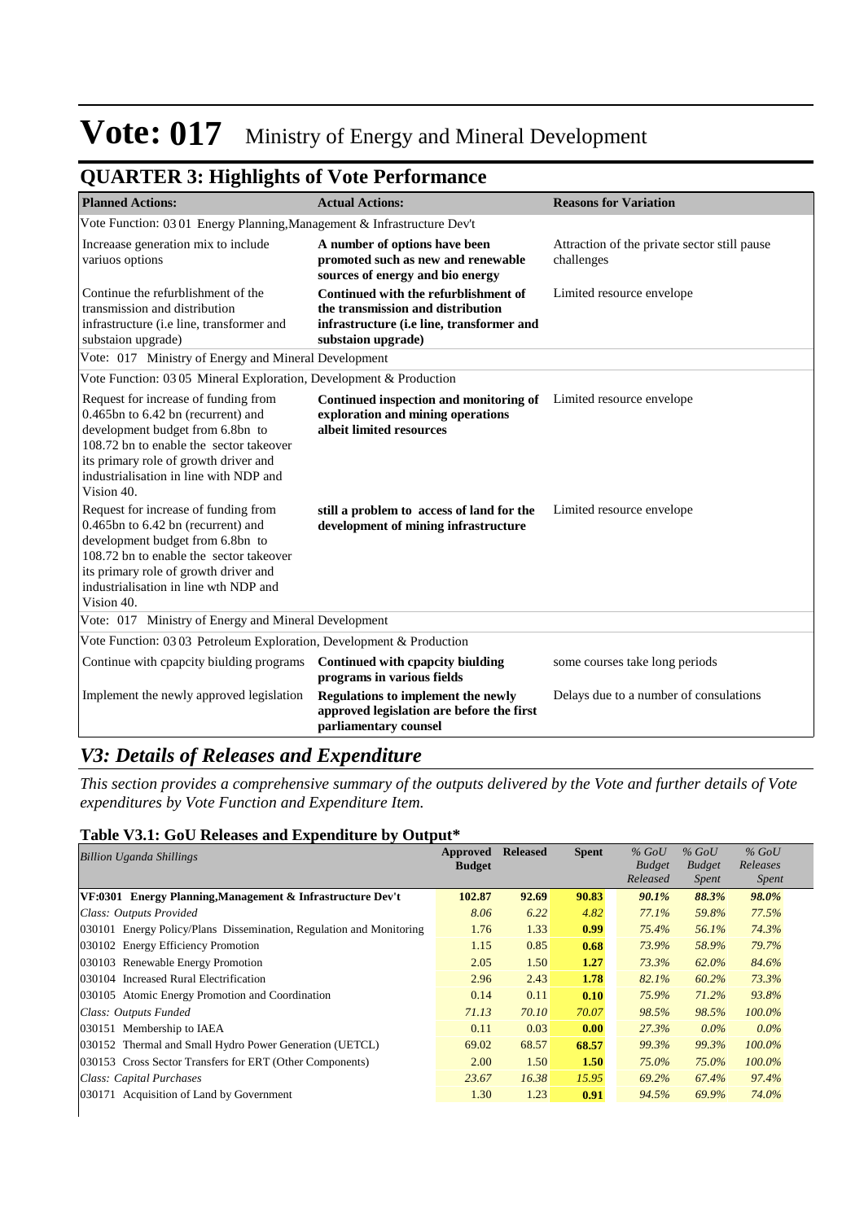# Vote: 017 Ministry of Energy and Mineral Development

## QUARTER 3: Highlights of Vote Performance

| Planned Actions: | Actual Actions: | Reasons for Variation |
|---|---|---|
| Vote Function: 03 01 Energy Planning,Management & Infrastructure Dev't | | |
| Increaase generation mix to include variuos options | **A number of options have been promoted such as new and renewable sources of energy and bio energy** | Attraction of the private sector still pause challenges |
| Continue the refurblishment of the transmission and distribution infrastructure (i.e line, transformer and substaion upgrade) | **Continued with the refurblishment of the transmission and distribution infrastructure (i.e line, transformer and substaion upgrade)** | Limited resource envelope |
| Vote: 017 Ministry of Energy and Mineral Development | | |
| Vote Function: 03 05 Mineral Exploration, Development & Production | | |
| Request for increase of funding from 0.465bn to 6.42 bn (recurrent) and development budget from 6.8bn to 108.72 bn to enable the sector takeover its primary role of growth driver and industrialisation in line with NDP and Vision 40. | **Continued inspection and monitoring of exploration and mining operations albeit limited resources** | Limited resource envelope |
| Request for increase of funding from 0.465bn to 6.42 bn (recurrent) and development budget from 6.8bn to 108.72 bn to enable the sector takeover its primary role of growth driver and industrialisation in line wth NDP and Vision 40. | **still a problem to access of land for the development of mining infrastructure** | Limited resource envelope |
| Vote: 017 Ministry of Energy and Mineral Development | | |
| Vote Function: 03 03 Petroleum Exploration, Development & Production | | |
| Continue with cpapcity biulding programs | **Continued with cpapcity biulding programs in various fields** | some courses take long periods |
| Implement the newly approved legislation | **Regulations to implement the newly approved legislation are before the first parliamentary counsel** | Delays due to a number of consulations |

## *V3: Details of Releases and Expenditure*

*This section provides a comprehensive summary of the outputs delivered by the Vote and further details of Vote expenditures by Vote Function and Expenditure Item.*

### Table V3.1: GoU Releases and Expenditure by Output*

| *Billion Uganda Shillings* | Approved Budget | Released | Spent | *% GoU Budget Released* | *% GoU Budget Spent* | *% GoU Releases Spent* |
|---|---|---|---|---|---|---|
| **VF:0301 Energy Planning,Management & Infrastructure Dev't** | **102.87** | **92.69** | **90.83** | ***90.1%*** | ***88.3%*** | ***98.0%*** |
| *Class: Outputs Provided* | *8.06* | *6.22* | *4.82* | *77.1%* | *59.8%* | *77.5%* |
| 030101 Energy Policy/Plans Dissemination, Regulation and Monitoring | 1.76 | 1.33 | **0.99** | *75.4%* | *56.1%* | *74.3%* |
| 030102 Energy Efficiency Promotion | 1.15 | 0.85 | **0.68** | *73.9%* | *58.9%* | *79.7%* |
| 030103 Renewable Energy Promotion | 2.05 | 1.50 | **1.27** | *73.3%* | *62.0%* | *84.6%* |
| 030104 Increased Rural Electrification | 2.96 | 2.43 | **1.78** | *82.1%* | *60.2%* | *73.3%* |
| 030105 Atomic Energy Promotion and Coordination | 0.14 | 0.11 | **0.10** | *75.9%* | *71.2%* | *93.8%* |
| *Class: Outputs Funded* | *71.13* | *70.10* | *70.07* | *98.5%* | *98.5%* | *100.0%* |
| 030151 Membership to IAEA | 0.11 | 0.03 | **0.00** | *27.3%* | *0.0%* | *0.0%* |
| 030152 Thermal and Small Hydro Power Generation (UETCL) | 69.02 | 68.57 | **68.57** | *99.3%* | *99.3%* | *100.0%* |
| 030153 Cross Sector Transfers for ERT (Other Components) | 2.00 | 1.50 | **1.50** | *75.0%* | *75.0%* | *100.0%* |
| *Class: Capital Purchases* | *23.67* | *16.38* | *15.95* | *69.2%* | *67.4%* | *97.4%* |
| 030171 Acquisition of Land by Government | 1.30 | 1.23 | **0.91** | *94.5%* | *69.9%* | *74.0%* |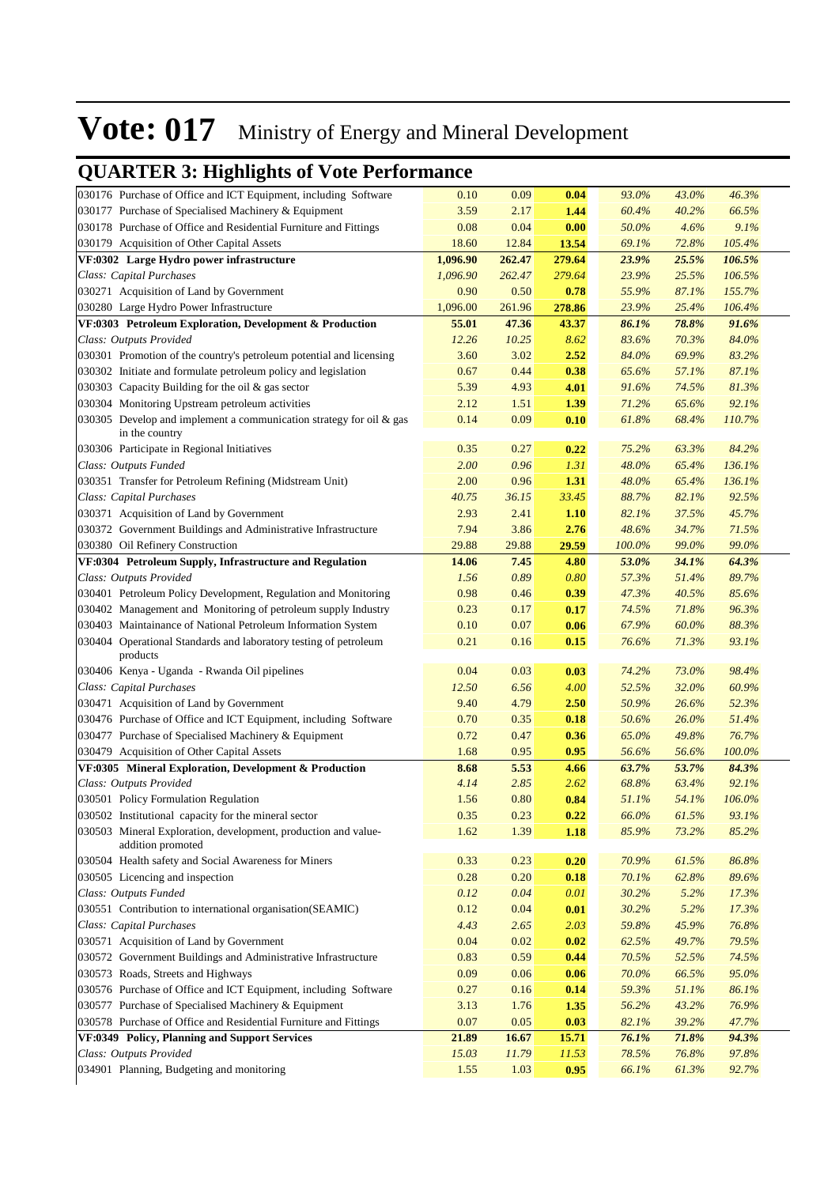# Vote: 017 Ministry of Energy and Mineral Development

## QUARTER 3: Highlights of Vote Performance

| | | | | | | |
|---|---|---|---|---|---|---|
| 030176 Purchase of Office and ICT Equipment, including Software | 0.10 | 0.09 | **0.04** | *93.0%* | *43.0%* | *46.3%* |
| 030177 Purchase of Specialised Machinery & Equipment | 3.59 | 2.17 | **1.44** | *60.4%* | *40.2%* | *66.5%* |
| 030178 Purchase of Office and Residential Furniture and Fittings | 0.08 | 0.04 | **0.00** | *50.0%* | *4.6%* | *9.1%* |
| 030179 Acquisition of Other Capital Assets | 18.60 | 12.84 | **13.54** | *69.1%* | *72.8%* | *105.4%* |
| **VF:0302 Large Hydro power infrastructure** | **1,096.90** | **262.47** | **279.64** | ***23.9%*** | ***25.5%*** | ***106.5%*** |
| *Class: Capital Purchases* | *1,096.90* | *262.47* | *279.64* | *23.9%* | *25.5%* | *106.5%* |
| 030271 Acquisition of Land by Government | 0.90 | 0.50 | **0.78** | *55.9%* | *87.1%* | *155.7%* |
| 030280 Large Hydro Power Infrastructure | 1,096.00 | 261.96 | **278.86** | *23.9%* | *25.4%* | *106.4%* |
| **VF:0303 Petroleum Exploration, Development & Production** | **55.01** | **47.36** | **43.37** | ***86.1%*** | ***78.8%*** | ***91.6%*** |
| *Class: Outputs Provided* | *12.26* | *10.25* | *8.62* | *83.6%* | *70.3%* | *84.0%* |
| 030301 Promotion of the country's petroleum potential and licensing | 3.60 | 3.02 | **2.52** | *84.0%* | *69.9%* | *83.2%* |
| 030302 Initiate and formulate petroleum policy and legislation | 0.67 | 0.44 | **0.38** | *65.6%* | *57.1%* | *87.1%* |
| 030303 Capacity Building for the oil & gas sector | 5.39 | 4.93 | **4.01** | *91.6%* | *74.5%* | *81.3%* |
| 030304 Monitoring Upstream petroleum activities | 2.12 | 1.51 | **1.39** | *71.2%* | *65.6%* | *92.1%* |
| 030305 Develop and implement a communication strategy for oil & gas in the country | 0.14 | 0.09 | **0.10** | *61.8%* | *68.4%* | *110.7%* |
| 030306 Participate in Regional Initiatives | 0.35 | 0.27 | **0.22** | *75.2%* | *63.3%* | *84.2%* |
| *Class: Outputs Funded* | *2.00* | *0.96* | *1.31* | *48.0%* | *65.4%* | *136.1%* |
| 030351 Transfer for Petroleum Refining (Midstream Unit) | 2.00 | 0.96 | **1.31** | *48.0%* | *65.4%* | *136.1%* |
| *Class: Capital Purchases* | *40.75* | *36.15* | *33.45* | *88.7%* | *82.1%* | *92.5%* |
| 030371 Acquisition of Land by Government | 2.93 | 2.41 | **1.10** | *82.1%* | *37.5%* | *45.7%* |
| 030372 Government Buildings and Administrative Infrastructure | 7.94 | 3.86 | **2.76** | *48.6%* | *34.7%* | *71.5%* |
| 030380 Oil Refinery Construction | 29.88 | 29.88 | **29.59** | *100.0%* | *99.0%* | *99.0%* |
| **VF:0304 Petroleum Supply, Infrastructure and Regulation** | **14.06** | **7.45** | **4.80** | ***53.0%*** | ***34.1%*** | ***64.3%*** |
| *Class: Outputs Provided* | *1.56* | *0.89* | *0.80* | *57.3%* | *51.4%* | *89.7%* |
| 030401 Petroleum Policy Development, Regulation and Monitoring | 0.98 | 0.46 | **0.39** | *47.3%* | *40.5%* | *85.6%* |
| 030402 Management and Monitoring of petroleum supply Industry | 0.23 | 0.17 | **0.17** | *74.5%* | *71.8%* | *96.3%* |
| 030403 Maintainance of National Petroleum Information System | 0.10 | 0.07 | **0.06** | *67.9%* | *60.0%* | *88.3%* |
| 030404 Operational Standards and laboratory testing of petroleum products | 0.21 | 0.16 | **0.15** | *76.6%* | *71.3%* | *93.1%* |
| 030406 Kenya - Uganda - Rwanda Oil pipelines | 0.04 | 0.03 | **0.03** | *74.2%* | *73.0%* | *98.4%* |
| *Class: Capital Purchases* | *12.50* | *6.56* | *4.00* | *52.5%* | *32.0%* | *60.9%* |
| 030471 Acquisition of Land by Government | 9.40 | 4.79 | **2.50** | *50.9%* | *26.6%* | *52.3%* |
| 030476 Purchase of Office and ICT Equipment, including Software | 0.70 | 0.35 | **0.18** | *50.6%* | *26.0%* | *51.4%* |
| 030477 Purchase of Specialised Machinery & Equipment | 0.72 | 0.47 | **0.36** | *65.0%* | *49.8%* | *76.7%* |
| 030479 Acquisition of Other Capital Assets | 1.68 | 0.95 | **0.95** | *56.6%* | *56.6%* | *100.0%* |
| **VF:0305 Mineral Exploration, Development & Production** | **8.68** | **5.53** | **4.66** | ***63.7%*** | ***53.7%*** | ***84.3%*** |
| *Class: Outputs Provided* | *4.14* | *2.85* | *2.62* | *68.8%* | *63.4%* | *92.1%* |
| 030501 Policy Formulation Regulation | 1.56 | 0.80 | **0.84** | *51.1%* | *54.1%* | *106.0%* |
| 030502 Institutional capacity for the mineral sector | 0.35 | 0.23 | **0.22** | *66.0%* | *61.5%* | *93.1%* |
| 030503 Mineral Exploration, development, production and value-addition promoted | 1.62 | 1.39 | **1.18** | *85.9%* | *73.2%* | *85.2%* |
| 030504 Health safety and Social Awareness for Miners | 0.33 | 0.23 | **0.20** | *70.9%* | *61.5%* | *86.8%* |
| 030505 Licencing and inspection | 0.28 | 0.20 | **0.18** | *70.1%* | *62.8%* | *89.6%* |
| *Class: Outputs Funded* | *0.12* | *0.04* | *0.01* | *30.2%* | *5.2%* | *17.3%* |
| 030551 Contribution to international organisation(SEAMIC) | 0.12 | 0.04 | **0.01** | *30.2%* | *5.2%* | *17.3%* |
| *Class: Capital Purchases* | *4.43* | *2.65* | *2.03* | *59.8%* | *45.9%* | *76.8%* |
| 030571 Acquisition of Land by Government | 0.04 | 0.02 | **0.02** | *62.5%* | *49.7%* | *79.5%* |
| 030572 Government Buildings and Administrative Infrastructure | 0.83 | 0.59 | **0.44** | *70.5%* | *52.5%* | *74.5%* |
| 030573 Roads, Streets and Highways | 0.09 | 0.06 | **0.06** | *70.0%* | *66.5%* | *95.0%* |
| 030576 Purchase of Office and ICT Equipment, including Software | 0.27 | 0.16 | **0.14** | *59.3%* | *51.1%* | *86.1%* |
| 030577 Purchase of Specialised Machinery & Equipment | 3.13 | 1.76 | **1.35** | *56.2%* | *43.2%* | *76.9%* |
| 030578 Purchase of Office and Residential Furniture and Fittings | 0.07 | 0.05 | **0.03** | *82.1%* | *39.2%* | *47.7%* |
| **VF:0349 Policy, Planning and Support Services** | **21.89** | **16.67** | **15.71** | ***76.1%*** | ***71.8%*** | ***94.3%*** |
| *Class: Outputs Provided* | *15.03* | *11.79* | *11.53* | *78.5%* | *76.8%* | *97.8%* |
| 034901 Planning, Budgeting and monitoring | 1.55 | 1.03 | **0.95** | *66.1%* | *61.3%* | *92.7%* |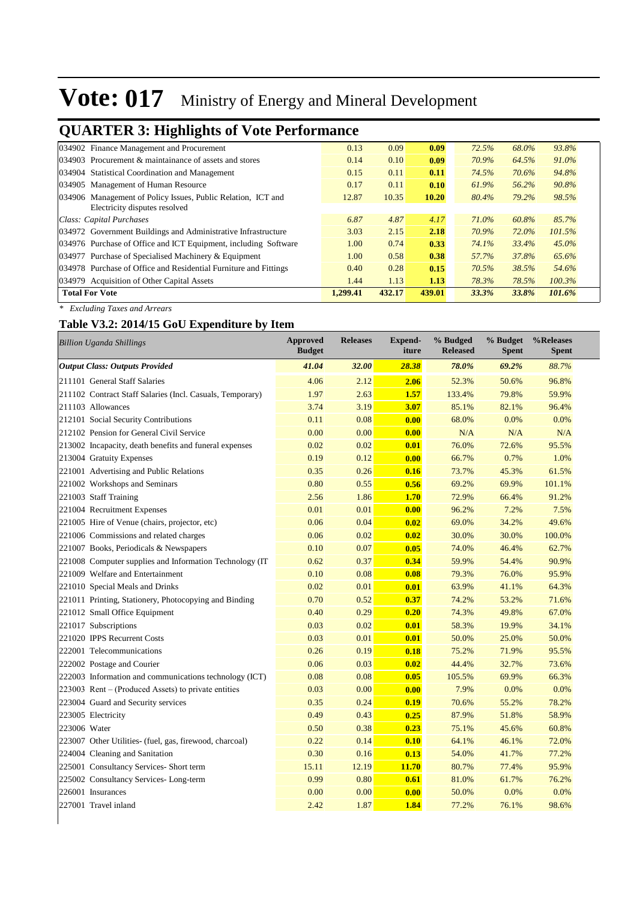# Vote: 017 Ministry of Energy and Mineral Development

## QUARTER 3: Highlights of Vote Performance

| | | | | | | |
|---|---|---|---|---|---|---|
| 034902 Finance Management and Procurement | 0.13 | 0.09 | **0.09** | *72.5%* | *68.0%* | *93.8%* |
| 034903 Procurement & maintainance of assets and stores | 0.14 | 0.10 | **0.09** | *70.9%* | *64.5%* | *91.0%* |
| 034904 Statistical Coordination and Management | 0.15 | 0.11 | **0.11** | *74.5%* | *70.6%* | *94.8%* |
| 034905 Management of Human Resource | 0.17 | 0.11 | **0.10** | *61.9%* | *56.2%* | *90.8%* |
| 034906 Management of Policy Issues, Public Relation, ICT and Electricity disputes resolved | 12.87 | 10.35 | **10.20** | *80.4%* | *79.2%* | *98.5%* |
| *Class: Capital Purchases* | *6.87* | *4.87* | *4.17* | *71.0%* | *60.8%* | *85.7%* |
| 034972 Government Buildings and Administrative Infrastructure | 3.03 | 2.15 | **2.18** | *70.9%* | *72.0%* | *101.5%* |
| 034976 Purchase of Office and ICT Equipment, including Software | 1.00 | 0.74 | **0.33** | *74.1%* | *33.4%* | *45.0%* |
| 034977 Purchase of Specialised Machinery & Equipment | 1.00 | 0.58 | **0.38** | *57.7%* | *37.8%* | *65.6%* |
| 034978 Purchase of Office and Residential Furniture and Fittings | 0.40 | 0.28 | **0.15** | *70.5%* | *38.5%* | *54.6%* |
| 034979 Acquisition of Other Capital Assets | 1.44 | 1.13 | **1.13** | *78.3%* | *78.5%* | *100.3%* |
| **Total For Vote** | **1,299.41** | **432.17** | **439.01** | ***33.3%*** | ***33.8%*** | ***101.6%*** |

*\* Excluding Taxes and Arrears*

### Table V3.2: 2014/15 GoU Expenditure by Item

| *Billion Uganda Shillings* | Approved Budget | Releases | Expend-iture | % Budged Released | % Budget Spent | %Releases Spent |
|---|---|---|---|---|---|---|
| ***Output Class: Outputs Provided*** | ***41.04*** | ***32.00*** | ***28.38*** | ***78.0%*** | ***69.2%*** | ***88.7%*** |
| 211101 General Staff Salaries | 4.06 | 2.12 | **2.06** | 52.3% | 50.6% | 96.8% |
| 211102 Contract Staff Salaries (Incl. Casuals, Temporary) | 1.97 | 2.63 | **1.57** | 133.4% | 79.8% | 59.9% |
| 211103 Allowances | 3.74 | 3.19 | **3.07** | 85.1% | 82.1% | 96.4% |
| 212101 Social Security Contributions | 0.11 | 0.08 | **0.00** | 68.0% | 0.0% | 0.0% |
| 212102 Pension for General Civil Service | 0.00 | 0.00 | **0.00** | N/A | N/A | N/A |
| 213002 Incapacity, death benefits and funeral expenses | 0.02 | 0.02 | **0.01** | 76.0% | 72.6% | 95.5% |
| 213004 Gratuity Expenses | 0.19 | 0.12 | **0.00** | 66.7% | 0.7% | 1.0% |
| 221001 Advertising and Public Relations | 0.35 | 0.26 | **0.16** | 73.7% | 45.3% | 61.5% |
| 221002 Workshops and Seminars | 0.80 | 0.55 | **0.56** | 69.2% | 69.9% | 101.1% |
| 221003 Staff Training | 2.56 | 1.86 | **1.70** | 72.9% | 66.4% | 91.2% |
| 221004 Recruitment Expenses | 0.01 | 0.01 | **0.00** | 96.2% | 7.2% | 7.5% |
| 221005 Hire of Venue (chairs, projector, etc) | 0.06 | 0.04 | **0.02** | 69.0% | 34.2% | 49.6% |
| 221006 Commissions and related charges | 0.06 | 0.02 | **0.02** | 30.0% | 30.0% | 100.0% |
| 221007 Books, Periodicals & Newspapers | 0.10 | 0.07 | **0.05** | 74.0% | 46.4% | 62.7% |
| 221008 Computer supplies and Information Technology (IT | 0.62 | 0.37 | **0.34** | 59.9% | 54.4% | 90.9% |
| 221009 Welfare and Entertainment | 0.10 | 0.08 | **0.08** | 79.3% | 76.0% | 95.9% |
| 221010 Special Meals and Drinks | 0.02 | 0.01 | **0.01** | 63.9% | 41.1% | 64.3% |
| 221011 Printing, Stationery, Photocopying and Binding | 0.70 | 0.52 | **0.37** | 74.2% | 53.2% | 71.6% |
| 221012 Small Office Equipment | 0.40 | 0.29 | **0.20** | 74.3% | 49.8% | 67.0% |
| 221017 Subscriptions | 0.03 | 0.02 | **0.01** | 58.3% | 19.9% | 34.1% |
| 221020 IPPS Recurrent Costs | 0.03 | 0.01 | **0.01** | 50.0% | 25.0% | 50.0% |
| 222001 Telecommunications | 0.26 | 0.19 | **0.18** | 75.2% | 71.9% | 95.5% |
| 222002 Postage and Courier | 0.06 | 0.03 | **0.02** | 44.4% | 32.7% | 73.6% |
| 222003 Information and communications technology (ICT) | 0.08 | 0.08 | **0.05** | 105.5% | 69.9% | 66.3% |
| 223003 Rent – (Produced Assets) to private entities | 0.03 | 0.00 | **0.00** | 7.9% | 0.0% | 0.0% |
| 223004 Guard and Security services | 0.35 | 0.24 | **0.19** | 70.6% | 55.2% | 78.2% |
| 223005 Electricity | 0.49 | 0.43 | **0.25** | 87.9% | 51.8% | 58.9% |
| 223006 Water | 0.50 | 0.38 | **0.23** | 75.1% | 45.6% | 60.8% |
| 223007 Other Utilities- (fuel, gas, firewood, charcoal) | 0.22 | 0.14 | **0.10** | 64.1% | 46.1% | 72.0% |
| 224004 Cleaning and Sanitation | 0.30 | 0.16 | **0.13** | 54.0% | 41.7% | 77.2% |
| 225001 Consultancy Services- Short term | 15.11 | 12.19 | **11.70** | 80.7% | 77.4% | 95.9% |
| 225002 Consultancy Services- Long-term | 0.99 | 0.80 | **0.61** | 81.0% | 61.7% | 76.2% |
| 226001 Insurances | 0.00 | 0.00 | **0.00** | 50.0% | 0.0% | 0.0% |
| 227001 Travel inland | 2.42 | 1.87 | **1.84** | 77.2% | 76.1% | 98.6% |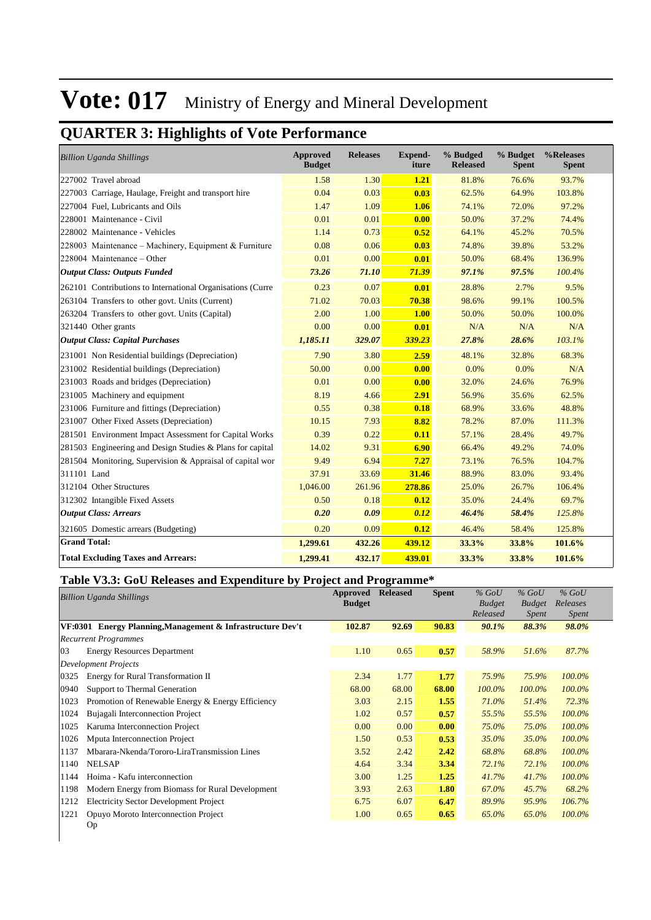# Vote: 017 Ministry of Energy and Mineral Development

## QUARTER 3: Highlights of Vote Performance

| *Billion Uganda Shillings* | Approved Budget | Releases | Expend-iture | % Budged Released | % Budget Spent | %Releases Spent |
|---|---|---|---|---|---|---|
| 227002 Travel abroad | 1.58 | 1.30 | **1.21** | 81.8% | 76.6% | 93.7% |
| 227003 Carriage, Haulage, Freight and transport hire | 0.04 | 0.03 | **0.03** | 62.5% | 64.9% | 103.8% |
| 227004 Fuel, Lubricants and Oils | 1.47 | 1.09 | **1.06** | 74.1% | 72.0% | 97.2% |
| 228001 Maintenance - Civil | 0.01 | 0.01 | **0.00** | 50.0% | 37.2% | 74.4% |
| 228002 Maintenance - Vehicles | 1.14 | 0.73 | **0.52** | 64.1% | 45.2% | 70.5% |
| 228003 Maintenance – Machinery, Equipment & Furniture | 0.08 | 0.06 | **0.03** | 74.8% | 39.8% | 53.2% |
| 228004 Maintenance – Other | 0.01 | 0.00 | **0.01** | 50.0% | 68.4% | 136.9% |
| ***Output Class: Outputs Funded*** | ***73.26*** | ***71.10*** | ***71.39*** | ***97.1%*** | ***97.5%*** | *100.4%* |
| 262101 Contributions to International Organisations (Curre | 0.23 | 0.07 | **0.01** | 28.8% | 2.7% | 9.5% |
| 263104 Transfers to other govt. Units (Current) | 71.02 | 70.03 | **70.38** | 98.6% | 99.1% | 100.5% |
| 263204 Transfers to other govt. Units (Capital) | 2.00 | 1.00 | **1.00** | 50.0% | 50.0% | 100.0% |
| 321440 Other grants | 0.00 | 0.00 | **0.01** | N/A | N/A | N/A |
| ***Output Class: Capital Purchases*** | ***1,185.11*** | ***329.07*** | ***339.23*** | ***27.8%*** | ***28.6%*** | *103.1%* |
| 231001 Non Residential buildings (Depreciation) | 7.90 | 3.80 | **2.59** | 48.1% | 32.8% | 68.3% |
| 231002 Residential buildings (Depreciation) | 50.00 | 0.00 | **0.00** | 0.0% | 0.0% | N/A |
| 231003 Roads and bridges (Depreciation) | 0.01 | 0.00 | **0.00** | 32.0% | 24.6% | 76.9% |
| 231005 Machinery and equipment | 8.19 | 4.66 | **2.91** | 56.9% | 35.6% | 62.5% |
| 231006 Furniture and fittings (Depreciation) | 0.55 | 0.38 | **0.18** | 68.9% | 33.6% | 48.8% |
| 231007 Other Fixed Assets (Depreciation) | 10.15 | 7.93 | **8.82** | 78.2% | 87.0% | 111.3% |
| 281501 Environment Impact Assessment for Capital Works | 0.39 | 0.22 | **0.11** | 57.1% | 28.4% | 49.7% |
| 281503 Engineering and Design Studies & Plans for capital | 14.02 | 9.31 | **6.90** | 66.4% | 49.2% | 74.0% |
| 281504 Monitoring, Supervision & Appraisal of capital wor | 9.49 | 6.94 | **7.27** | 73.1% | 76.5% | 104.7% |
| 311101 Land | 37.91 | 33.69 | **31.46** | 88.9% | 83.0% | 93.4% |
| 312104 Other Structures | 1,046.00 | 261.96 | **278.86** | 25.0% | 26.7% | 106.4% |
| 312302 Intangible Fixed Assets | 0.50 | 0.18 | **0.12** | 35.0% | 24.4% | 69.7% |
| ***Output Class: Arrears*** | ***0.20*** | ***0.09*** | ***0.12*** | ***46.4%*** | ***58.4%*** | *125.8%* |
| 321605 Domestic arrears (Budgeting) | 0.20 | 0.09 | **0.12** | 46.4% | 58.4% | 125.8% |
| **Grand Total:** | **1,299.61** | **432.26** | **439.12** | **33.3%** | **33.8%** | **101.6%** |
| **Total Excluding Taxes and Arrears:** | **1,299.41** | **432.17** | **439.01** | **33.3%** | **33.8%** | **101.6%** |

### Table V3.3: GoU Releases and Expenditure by Project and Programme*

| *Billion Uganda Shillings* | Approved Budget | Released | Spent | *% GoU Budget Released* | *% GoU Budget Spent* | *% GoU Releases Spent* |
|---|---|---|---|---|---|---|
| **VF:0301 Energy Planning,Management & Infrastructure Dev't** | **102.87** | **92.69** | **90.83** | ***90.1%*** | ***88.3%*** | ***98.0%*** |
| *Recurrent Programmes* | | | | | | |
| 03 Energy Resources Department | 1.10 | 0.65 | **0.57** | *58.9%* | *51.6%* | *87.7%* |
| *Development Projects* | | | | | | |
| 0325 Energy for Rural Transformation II | 2.34 | 1.77 | **1.77** | *75.9%* | *75.9%* | *100.0%* |
| 0940 Support to Thermal Generation | 68.00 | 68.00 | **68.00** | *100.0%* | *100.0%* | *100.0%* |
| 1023 Promotion of Renewable Energy & Energy Efficiency | 3.03 | 2.15 | **1.55** | *71.0%* | *51.4%* | *72.3%* |
| 1024 Bujagali Interconnection Project | 1.02 | 0.57 | **0.57** | *55.5%* | *55.5%* | *100.0%* |
| 1025 Karuma Interconnection Project | 0.00 | 0.00 | **0.00** | *75.0%* | *75.0%* | *100.0%* |
| 1026 Mputa Interconnection Project | 1.50 | 0.53 | **0.53** | *35.0%* | *35.0%* | *100.0%* |
| 1137 Mbarara-Nkenda/Tororo-LiraTransmission Lines | 3.52 | 2.42 | **2.42** | *68.8%* | *68.8%* | *100.0%* |
| 1140 NELSAP | 4.64 | 3.34 | **3.34** | *72.1%* | *72.1%* | *100.0%* |
| 1144 Hoima - Kafu interconnection | 3.00 | 1.25 | **1.25** | *41.7%* | *41.7%* | *100.0%* |
| 1198 Modern Energy from Biomass for Rural Development | 3.93 | 2.63 | **1.80** | *67.0%* | *45.7%* | *68.2%* |
| 1212 Electricity Sector Development Project | 6.75 | 6.07 | **6.47** | *89.9%* | *95.9%* | *106.7%* |
| 1221 Opuyo Moroto Interconnection Project | 1.00 | 0.65 | **0.65** | *65.0%* | *65.0%* | *100.0%* |
| Op | | | | | | |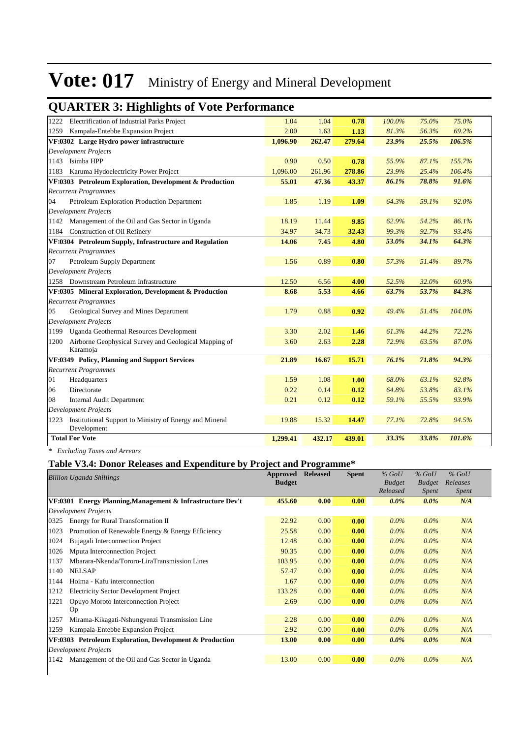# Vote: 017 Ministry of Energy and Mineral Development

## QUARTER 3: Highlights of Vote Performance

| | | | | | | |
|---|---|---|---|---|---|---|
| 1222 Electrification of Industrial Parks Project | 1.04 | 1.04 | **0.78** | *100.0%* | *75.0%* | *75.0%* |
| 1259 Kampala-Entebbe Expansion Project | 2.00 | 1.63 | **1.13** | *81.3%* | *56.3%* | *69.2%* |
| **VF:0302 Large Hydro power infrastructure** | **1,096.90** | **262.47** | **279.64** | ***23.9%*** | ***25.5%*** | ***106.5%*** |
| *Development Projects* | | | | | | |
| 1143 Isimba HPP | 0.90 | 0.50 | **0.78** | *55.9%* | *87.1%* | *155.7%* |
| 1183 Karuma Hydoelectricity Power Project | 1,096.00 | 261.96 | **278.86** | *23.9%* | *25.4%* | *106.4%* |
| **VF:0303 Petroleum Exploration, Development & Production** | **55.01** | **47.36** | **43.37** | ***86.1%*** | ***78.8%*** | ***91.6%*** |
| *Recurrent Programmes* | | | | | | |
| 04 Petroleum Exploration Production Department | 1.85 | 1.19 | **1.09** | *64.3%* | *59.1%* | *92.0%* |
| *Development Projects* | | | | | | |
| 1142 Management of the Oil and Gas Sector in Uganda | 18.19 | 11.44 | **9.85** | *62.9%* | *54.2%* | *86.1%* |
| 1184 Construction of Oil Refinery | 34.97 | 34.73 | **32.43** | *99.3%* | *92.7%* | *93.4%* |
| **VF:0304 Petroleum Supply, Infrastructure and Regulation** | **14.06** | **7.45** | **4.80** | ***53.0%*** | ***34.1%*** | ***64.3%*** |
| *Recurrent Programmes* | | | | | | |
| 07 Petroleum Supply Department | 1.56 | 0.89 | **0.80** | *57.3%* | *51.4%* | *89.7%* |
| *Development Projects* | | | | | | |
| 1258 Downstream Petroleum Infrastructure | 12.50 | 6.56 | **4.00** | *52.5%* | *32.0%* | *60.9%* |
| **VF:0305 Mineral Exploration, Development & Production** | **8.68** | **5.53** | **4.66** | ***63.7%*** | ***53.7%*** | ***84.3%*** |
| *Recurrent Programmes* | | | | | | |
| 05 Geological Survey and Mines Department | 1.79 | 0.88 | **0.92** | *49.4%* | *51.4%* | *104.0%* |
| *Development Projects* | | | | | | |
| 1199 Uganda Geothermal Resources Development | 3.30 | 2.02 | **1.46** | *61.3%* | *44.2%* | *72.2%* |
| 1200 Airborne Geophysical Survey and Geological Mapping of Karamoja | 3.60 | 2.63 | **2.28** | *72.9%* | *63.5%* | *87.0%* |
| **VF:0349 Policy, Planning and Support Services** | **21.89** | **16.67** | **15.71** | ***76.1%*** | ***71.8%*** | ***94.3%*** |
| *Recurrent Programmes* | | | | | | |
| 01 Headquarters | 1.59 | 1.08 | **1.00** | *68.0%* | *63.1%* | *92.8%* |
| 06 Directorate | 0.22 | 0.14 | **0.12** | *64.8%* | *53.8%* | *83.1%* |
| 08 Internal Audit Department | 0.21 | 0.12 | **0.12** | *59.1%* | *55.5%* | *93.9%* |
| *Development Projects* | | | | | | |
| 1223 Institutional Support to Ministry of Energy and Mineral Development | 19.88 | 15.32 | **14.47** | *77.1%* | *72.8%* | *94.5%* |
| **Total For Vote** | **1,299.41** | **432.17** | **439.01** | ***33.3%*** | ***33.8%*** | ***101.6%*** |

*\* Excluding Taxes and Arrears*

### Table V3.4: Donor Releases and Expenditure by Project and Programme*

| *Billion Uganda Shillings* | Approved Budget | Released | Spent | *% GoU Budget Released* | *% GoU Budget Spent* | *% GoU Releases Spent* |
|---|---|---|---|---|---|---|
| **VF:0301 Energy Planning,Management & Infrastructure Dev't** | **455.60** | **0.00** | **0.00** | ***0.0%*** | ***0.0%*** | ***N/A*** |
| *Development Projects* | | | | | | |
| 0325 Energy for Rural Transformation II | 22.92 | 0.00 | **0.00** | *0.0%* | *0.0%* | *N/A* |
| 1023 Promotion of Renewable Energy & Energy Efficiency | 25.58 | 0.00 | **0.00** | *0.0%* | *0.0%* | *N/A* |
| 1024 Bujagali Interconnection Project | 12.48 | 0.00 | **0.00** | *0.0%* | *0.0%* | *N/A* |
| 1026 Mputa Interconnection Project | 90.35 | 0.00 | **0.00** | *0.0%* | *0.0%* | *N/A* |
| 1137 Mbarara-Nkenda/Tororo-LiraTransmission Lines | 103.95 | 0.00 | **0.00** | *0.0%* | *0.0%* | *N/A* |
| 1140 NELSAP | 57.47 | 0.00 | **0.00** | *0.0%* | *0.0%* | *N/A* |
| 1144 Hoima - Kafu interconnection | 1.67 | 0.00 | **0.00** | *0.0%* | *0.0%* | *N/A* |
| 1212 Electricity Sector Development Project | 133.28 | 0.00 | **0.00** | *0.0%* | *0.0%* | *N/A* |
| 1221 Opuyo Moroto Interconnection Project Op | 2.69 | 0.00 | **0.00** | *0.0%* | *0.0%* | *N/A* |
| 1257 Mirama-Kikagati-Nshungyenzi Transmission Line | 2.28 | 0.00 | **0.00** | *0.0%* | *0.0%* | *N/A* |
| 1259 Kampala-Entebbe Expansion Project | 2.92 | 0.00 | **0.00** | *0.0%* | *0.0%* | *N/A* |
| **VF:0303 Petroleum Exploration, Development & Production** | **13.00** | **0.00** | **0.00** | ***0.0%*** | ***0.0%*** | ***N/A*** |
| *Development Projects* | | | | | | |
| 1142 Management of the Oil and Gas Sector in Uganda | 13.00 | 0.00 | **0.00** | *0.0%* | *0.0%* | *N/A* |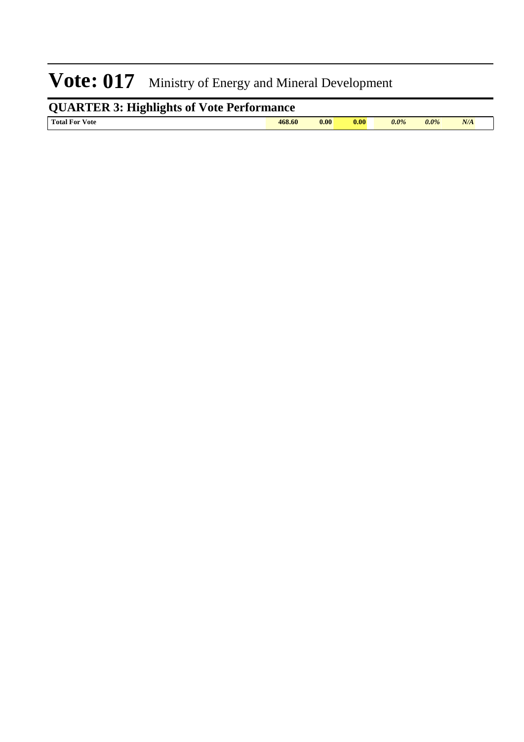# Vote: 017 Ministry of Energy and Mineral Development

## QUARTER 3: Highlights of Vote Performance

| | | | | | | |
|---|---|---|---|---|---|---|
| **Total For Vote** | **468.60** | **0.00** | **0.00** | ***0.0%*** | ***0.0%*** | ***N/A*** |